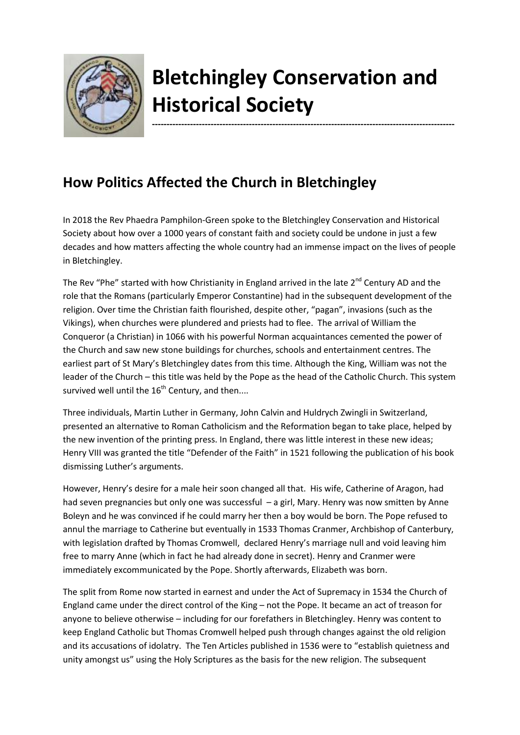# Bletchingley Conservation and Historical Society

## How Politics Affected the Church in Bletchingley

In 2018 the Rev Phaedra Pamphilon-Green spoke to the Bletchingley Conservation and Historical Society about how over a 1000 years of constant faith and society could be undone in just a few decades and how matters affecting the whole country had an immense impact on the lives of people in Bletchingley.

The Rev "Phe" started with how Christianity in England arrived in the late 2nd Century AD and the role that the Romans (particularly Emperor Constantine) had in the subsequent development of the religion. Over time the Christian faith flourished, despite other, "pagan", invasions (such as the Vikings), when churches were plundered and priests had to flee. The arrival of William the Conqueror (a Christian) in 1066 with his powerful Norman acquaintances cemented the power of the Church and saw new stone buildings for churches, schools and entertainment centres. The earliest part of St Mary's Bletchingley dates from this time. Although the King, William was not the leader of the Church – this title was held by the Pope as the head of the Catholic Church. This system survived well until the 16th Century, and then....

Three individuals, Martin Luther in Germany, John Calvin and Huldrych Zwingli in Switzerland, presented an alternative to Roman Catholicism and the Reformation began to take place, helped by the new invention of the printing press. In England, there was little interest in these new ideas; Henry VIII was granted the title "Defender of the Faith" in 1521 following the publication of his book dismissing Luther's arguments.

However, Henry's desire for a male heir soon changed all that. His wife, Catherine of Aragon, had had seven pregnancies but only one was successful – a girl, Mary. Henry was now smitten by Anne Boleyn and he was convinced if he could marry her then a boy would be born. The Pope refused to annul the marriage to Catherine but eventually in 1533 Thomas Cranmer, Archbishop of Canterbury, with legislation drafted by Thomas Cromwell, declared Henry's marriage null and void leaving him free to marry Anne (which in fact he had already done in secret). Henry and Cranmer were immediately excommunicated by the Pope. Shortly afterwards, Elizabeth was born.

The split from Rome now started in earnest and under the Act of Supremacy in 1534 the Church of England came under the direct control of the King – not the Pope. It became an act of treason for anyone to believe otherwise – including for our forefathers in Bletchingley. Henry was content to keep England Catholic but Thomas Cromwell helped push through changes against the old religion and its accusations of idolatry. The Ten Articles published in 1536 were to "establish quietness and unity amongst us" using the Holy Scriptures as the basis for the new religion. The subsequent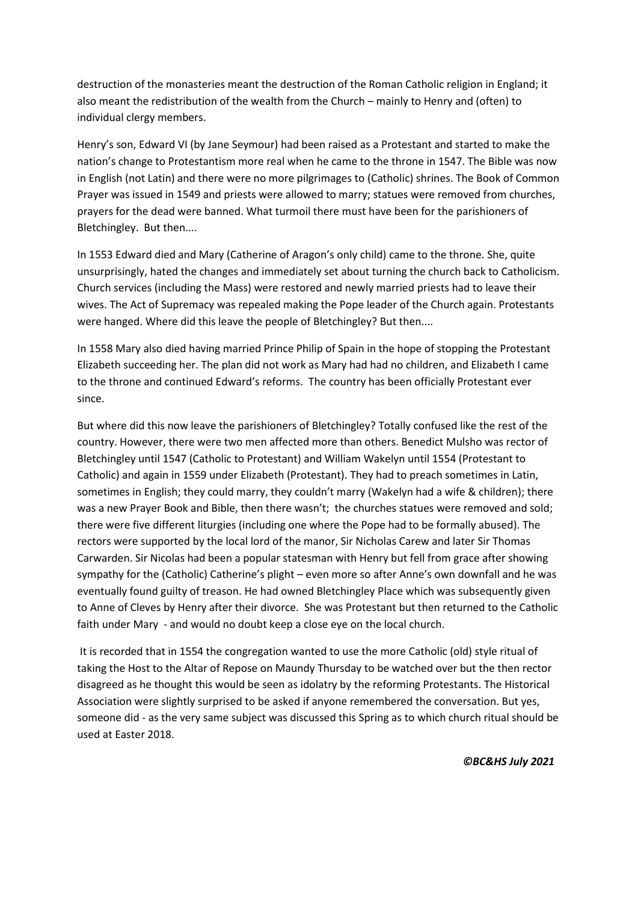destruction of the monasteries meant the destruction of the Roman Catholic religion in England; it also meant the redistribution of the wealth from the Church – mainly to Henry and (often) to individual clergy members.

Henry's son, Edward VI (by Jane Seymour) had been raised as a Protestant and started to make the nation's change to Protestantism more real when he came to the throne in 1547. The Bible was now in English (not Latin) and there were no more pilgrimages to (Catholic) shrines. The Book of Common Prayer was issued in 1549 and priests were allowed to marry; statues were removed from churches, prayers for the dead were banned. What turmoil there must have been for the parishioners of Bletchingley. But then....

In 1553 Edward died and Mary (Catherine of Aragon's only child) came to the throne. She, quite unsurprisingly, hated the changes and immediately set about turning the church back to Catholicism. Church services (including the Mass) were restored and newly married priests had to leave their wives. The Act of Supremacy was repealed making the Pope leader of the Church again. Protestants were hanged. Where did this leave the people of Bletchingley? But then....

In 1558 Mary also died having married Prince Philip of Spain in the hope of stopping the Protestant Elizabeth succeeding her. The plan did not work as Mary had had no children, and Elizabeth I came to the throne and continued Edward's reforms. The country has been officially Protestant ever since.

But where did this now leave the parishioners of Bletchingley? Totally confused like the rest of the country. However, there were two men affected more than others. Benedict Mulsho was rector of Bletchingley until 1547 (Catholic to Protestant) and William Wakelyn until 1554 (Protestant to Catholic) and again in 1559 under Elizabeth (Protestant). They had to preach sometimes in Latin, sometimes in English; they could marry, they couldn't marry (Wakelyn had a wife & children); there was a new Prayer Book and Bible, then there wasn't; the churches statues were removed and sold; there were five different liturgies (including one where the Pope had to be formally abused). The rectors were supported by the local lord of the manor, Sir Nicholas Carew and later Sir Thomas Carwarden. Sir Nicolas had been a popular statesman with Henry but fell from grace after showing sympathy for the (Catholic) Catherine's plight – even more so after Anne's own downfall and he was eventually found guilty of treason. He had owned Bletchingley Place which was subsequently given to Anne of Cleves by Henry after their divorce. She was Protestant but then returned to the Catholic faith under Mary - and would no doubt keep a close eye on the local church.

It is recorded that in 1554 the congregation wanted to use the more Catholic (old) style ritual of taking the Host to the Altar of Repose on Maundy Thursday to be watched over but the then rector disagreed as he thought this would be seen as idolatry by the reforming Protestants. The Historical Association were slightly surprised to be asked if anyone remembered the conversation. But yes, someone did - as the very same subject was discussed this Spring as to which church ritual should be used at Easter 2018.

***©BC&HS July 2021***